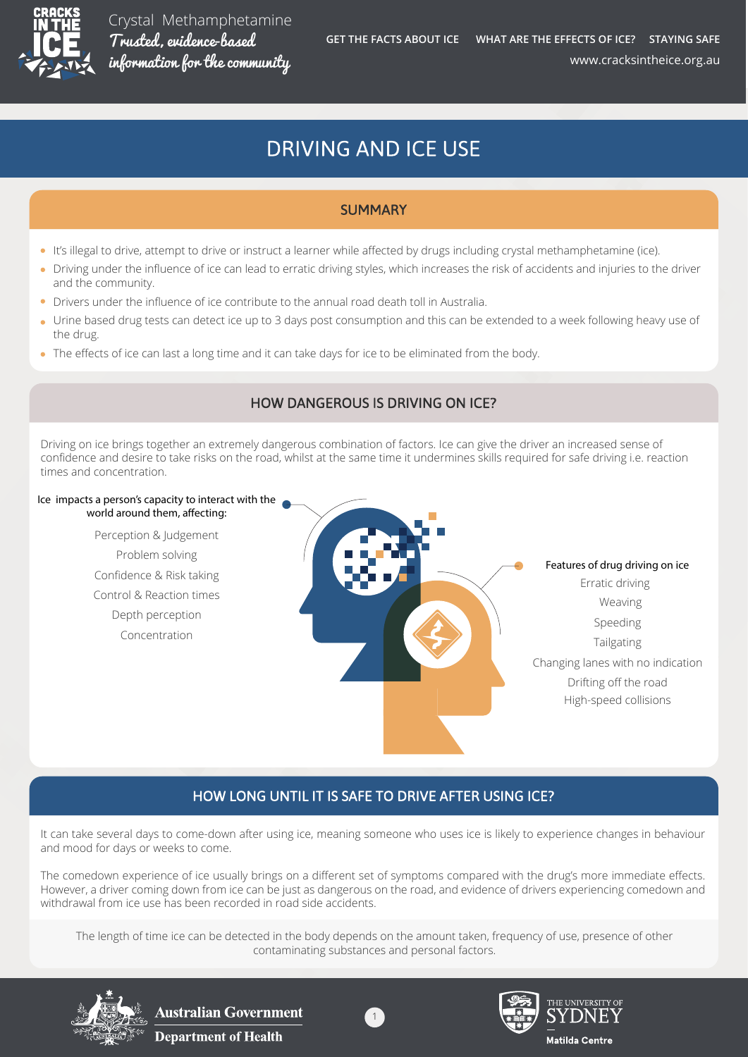CRACKS IN THE ICE

Crystal Methamphetamine
*Trusted, evidence-based information for the community*

GET THE FACTS ABOUT ICE | WHAT ARE THE EFFECTS OF ICE? | STAYING SAFE

www.cracksintheice.org.au

# DRIVING AND ICE USE

## SUMMARY

- It's illegal to drive, attempt to drive or instruct a learner while affected by drugs including crystal methamphetamine (ice).
- Driving under the influence of ice can lead to erratic driving styles, which increases the risk of accidents and injuries to the driver and the community.
- Drivers under the influence of ice contribute to the annual road death toll in Australia.
- Urine based drug tests can detect ice up to 3 days post consumption and this can be extended to a week following heavy use of the drug.
- The effects of ice can last a long time and it can take days for ice to be eliminated from the body.

## HOW DANGEROUS IS DRIVING ON ICE?

Driving on ice brings together an extremely dangerous combination of factors. Ice can give the driver an increased sense of confidence and desire to take risks on the road, whilst at the same time it undermines skills required for safe driving i.e. reaction times and concentration.

Ice impacts a person's capacity to interact with the world around them, affecting:

- Perception & Judgement
- Problem solving
- Confidence & Risk taking
- Control & Reaction times
- Depth perception
- Concentration

Features of drug driving on ice

- Erratic driving
- Weaving
- Speeding
- Tailgating
- Changing lanes with no indication
- Drifting off the road
- High-speed collisions

## HOW LONG UNTIL IT IS SAFE TO DRIVE AFTER USING ICE?

It can take several days to come-down after using ice, meaning someone who uses ice is likely to experience changes in behaviour and mood for days or weeks to come.

The comedown experience of ice usually brings on a different set of symptoms compared with the drug's more immediate effects. However, a driver coming down from ice can be just as dangerous on the road, and evidence of drivers experiencing comedown and withdrawal from ice use has been recorded in road side accidents.

The length of time ice can be detected in the body depends on the amount taken, frequency of use, presence of other contaminating substances and personal factors.

Australian Government Department of Health

The University of Sydney — Matilda Centre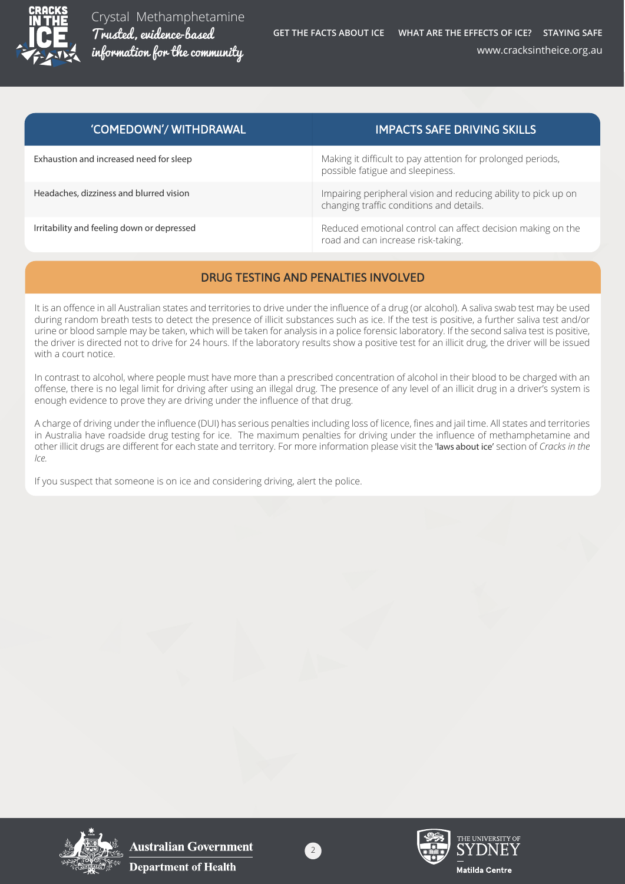| 'COMEDOWN'/ WITHDRAWAL | IMPACTS SAFE DRIVING SKILLS |
| --- | --- |
| Exhaustion and increased need for sleep | Making it difficult to pay attention for prolonged periods, possible fatigue and sleepiness. |
| Headaches, dizziness and blurred vision | Impairing peripheral vision and reducing ability to pick up on changing traffic conditions and details. |
| Irritability and feeling down or depressed | Reduced emotional control can affect decision making on the road and can increase risk-taking. |

## DRUG TESTING AND PENALTIES INVOLVED

It is an offence in all Australian states and territories to drive under the influence of a drug (or alcohol). A saliva swab test may be used during random breath tests to detect the presence of illicit substances such as ice. If the test is positive, a further saliva test and/or urine or blood sample may be taken, which will be taken for analysis in a police forensic laboratory. If the second saliva test is positive, the driver is directed not to drive for 24 hours. If the laboratory results show a positive test for an illicit drug, the driver will be issued with a court notice.

In contrast to alcohol, where people must have more than a prescribed concentration of alcohol in their blood to be charged with an offense, there is no legal limit for driving after using an illegal drug. The presence of any level of an illicit drug in a driver's system is enough evidence to prove they are driving under the influence of that drug.

A charge of driving under the influence (DUI) has serious penalties including loss of licence, fines and jail time. All states and territories in Australia have roadside drug testing for ice. The maximum penalties for driving under the influence of methamphetamine and other illicit drugs are different for each state and territory. For more information please visit the 'laws about ice' section of *Cracks in the Ice.*

If you suspect that someone is on ice and considering driving, alert the police.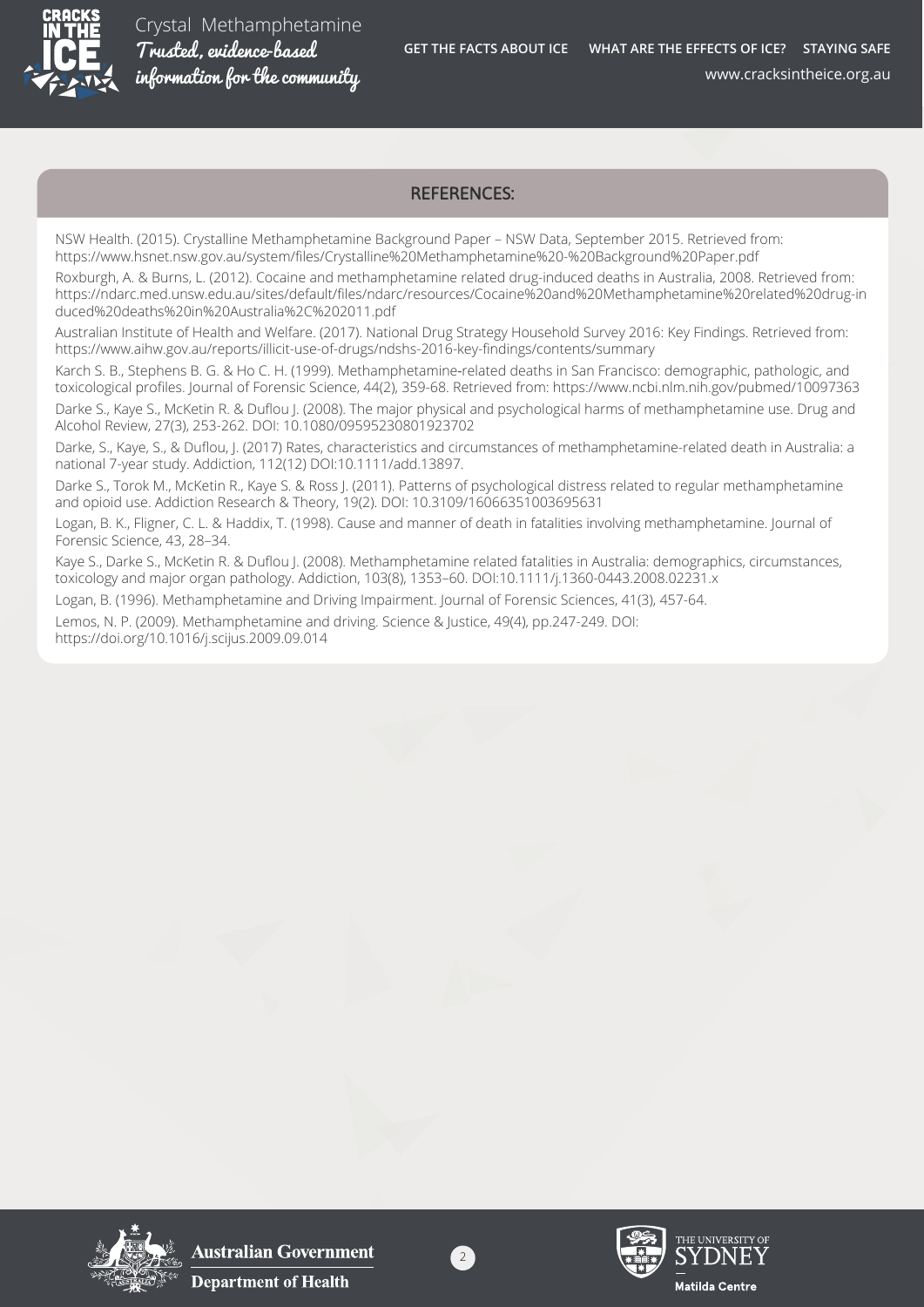## REFERENCES:

NSW Health. (2015). Crystalline Methamphetamine Background Paper – NSW Data, September 2015. Retrieved from: https://www.hsnet.nsw.gov.au/system/files/Crystalline%20Methamphetamine%20-%20Background%20Paper.pdf

Roxburgh, A. & Burns, L. (2012). Cocaine and methamphetamine related drug-induced deaths in Australia, 2008. Retrieved from: https://ndarc.med.unsw.edu.au/sites/default/files/ndarc/resources/Cocaine%20and%20Methamphetamine%20related%20drug-induced%20deaths%20in%20Australia%2C%202011.pdf

Australian Institute of Health and Welfare. (2017). National Drug Strategy Household Survey 2016: Key Findings. Retrieved from: https://www.aihw.gov.au/reports/illicit-use-of-drugs/ndshs-2016-key-findings/contents/summary

Karch S. B., Stephens B. G. & Ho C. H. (1999). Methamphetamine-related deaths in San Francisco: demographic, pathologic, and toxicological profiles. Journal of Forensic Science, 44(2), 359-68. Retrieved from: https://www.ncbi.nlm.nih.gov/pubmed/10097363

Darke S., Kaye S., McKetin R. & Duflou J. (2008). The major physical and psychological harms of methamphetamine use. Drug and Alcohol Review, 27(3), 253-262. DOI: 10.1080/09595230801923702

Darke, S., Kaye, S., & Duflou, J. (2017) Rates, characteristics and circumstances of methamphetamine-related death in Australia: a national 7-year study. Addiction, 112(12) DOI:10.1111/add.13897.

Darke S., Torok M., McKetin R., Kaye S. & Ross J. (2011). Patterns of psychological distress related to regular methamphetamine and opioid use. Addiction Research & Theory, 19(2). DOI: 10.3109/16066351003695631

Logan, B. K., Fligner, C. L. & Haddix, T. (1998). Cause and manner of death in fatalities involving methamphetamine. Journal of Forensic Science, 43, 28–34.

Kaye S., Darke S., McKetin R. & Duflou J. (2008). Methamphetamine related fatalities in Australia: demographics, circumstances, toxicology and major organ pathology. Addiction, 103(8), 1353–60. DOI:10.1111/j.1360-0443.2008.02231.x

Logan, B. (1996). Methamphetamine and Driving Impairment. Journal of Forensic Sciences, 41(3), 457-64.

Lemos, N. P. (2009). Methamphetamine and driving. Science & Justice, 49(4), pp.247-249. DOI: https://doi.org/10.1016/j.scijus.2009.09.014